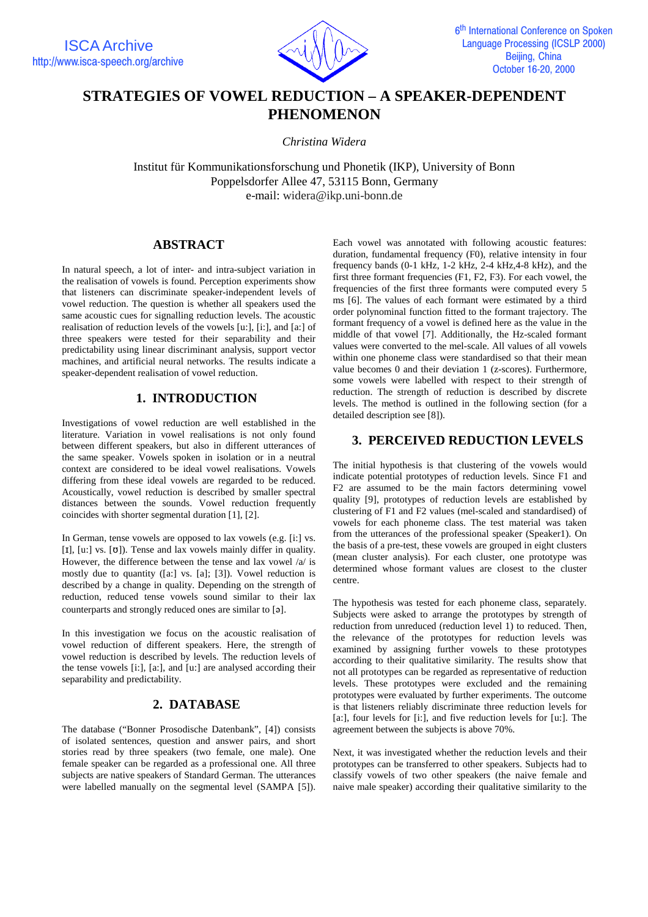# STRATEGIES OF VOWEL REDUCTION – A SPEAKER-DEPENDENT PHENOMENON

*Christina Widera*

Institut für Kommunikationsforschung und Phonetik (IKP), University of Bonn
Poppelsdorfer Allee 47, 53115 Bonn, Germany
e-mail: widera@ikp.uni-bonn.de

## ABSTRACT

In natural speech, a lot of inter- and intra-subject variation in the realisation of vowels is found. Perception experiments show that listeners can discriminate speaker-independent levels of vowel reduction. The question is whether all speakers used the same acoustic cues for signalling reduction levels. The acoustic realisation of reduction levels of the vowels [u:], [i:], and [a:] of three speakers were tested for their separability and their predictability using linear discriminant analysis, support vector machines, and artificial neural networks. The results indicate a speaker-dependent realisation of vowel reduction.

## 1. INTRODUCTION

Investigations of vowel reduction are well established in the literature. Variation in vowel realisations is not only found between different speakers, but also in different utterances of the same speaker. Vowels spoken in isolation or in a neutral context are considered to be ideal vowel realisations. Vowels differing from these ideal vowels are regarded to be reduced. Acoustically, vowel reduction is described by smaller spectral distances between the sounds. Vowel reduction frequently coincides with shorter segmental duration [1], [2].

In German, tense vowels are opposed to lax vowels (e.g. [i:] vs. [ɪ], [u:] vs. [ʊ]). Tense and lax vowels mainly differ in quality. However, the difference between the tense and lax vowel /a/ is mostly due to quantity ([a:] vs. [a]; [3]). Vowel reduction is described by a change in quality. Depending on the strength of reduction, reduced tense vowels sound similar to their lax counterparts and strongly reduced ones are similar to [ə].

In this investigation we focus on the acoustic realisation of vowel reduction of different speakers. Here, the strength of vowel reduction is described by levels. The reduction levels of the tense vowels [i:], [a:], and [u:] are analysed according their separability and predictability.

## 2. DATABASE

The database ("Bonner Prosodische Datenbank", [4]) consists of isolated sentences, question and answer pairs, and short stories read by three speakers (two female, one male). One female speaker can be regarded as a professional one. All three subjects are native speakers of Standard German. The utterances were labelled manually on the segmental level (SAMPA [5]). Each vowel was annotated with following acoustic features: duration, fundamental frequency (F0), relative intensity in four frequency bands (0-1 kHz, 1-2 kHz, 2-4 kHz,4-8 kHz), and the first three formant frequencies (F1, F2, F3). For each vowel, the frequencies of the first three formants were computed every 5 ms [6]. The values of each formant were estimated by a third order polynominal function fitted to the formant trajectory. The formant frequency of a vowel is defined here as the value in the middle of that vowel [7]. Additionally, the Hz-scaled formant values were converted to the mel-scale. All values of all vowels within one phoneme class were standardised so that their mean value becomes 0 and their deviation 1 (z-scores). Furthermore, some vowels were labelled with respect to their strength of reduction. The strength of reduction is described by discrete levels. The method is outlined in the following section (for a detailed description see [8]).

## 3. PERCEIVED REDUCTION LEVELS

The initial hypothesis is that clustering of the vowels would indicate potential prototypes of reduction levels. Since F1 and F2 are assumed to be the main factors determining vowel quality [9], prototypes of reduction levels are established by clustering of F1 and F2 values (mel-scaled and standardised) of vowels for each phoneme class. The test material was taken from the utterances of the professional speaker (Speaker1). On the basis of a pre-test, these vowels are grouped in eight clusters (mean cluster analysis). For each cluster, one prototype was determined whose formant values are closest to the cluster centre.

The hypothesis was tested for each phoneme class, separately. Subjects were asked to arrange the prototypes by strength of reduction from unreduced (reduction level 1) to reduced. Then, the relevance of the prototypes for reduction levels was examined by assigning further vowels to these prototypes according to their qualitative similarity. The results show that not all prototypes can be regarded as representative of reduction levels. These prototypes were excluded and the remaining prototypes were evaluated by further experiments. The outcome is that listeners reliably discriminate three reduction levels for [a:], four levels for [i:], and five reduction levels for [u:]. The agreement between the subjects is above 70%.

Next, it was investigated whether the reduction levels and their prototypes can be transferred to other speakers. Subjects had to classify vowels of two other speakers (the naive female and naive male speaker) according their qualitative similarity to the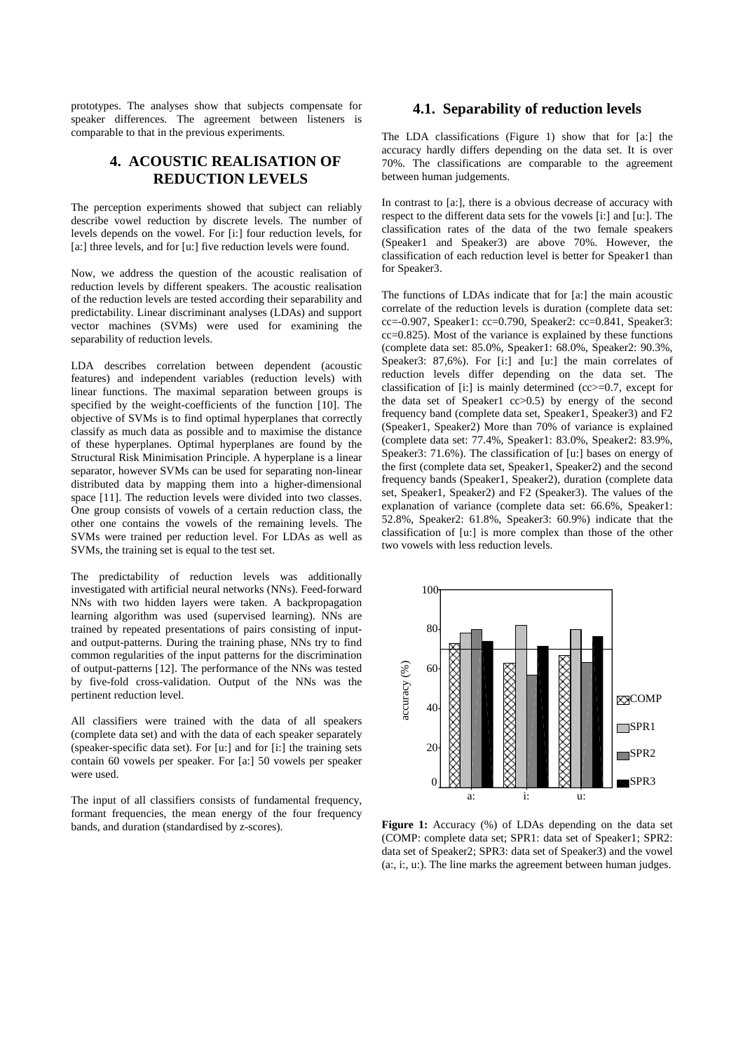prototypes. The analyses show that subjects compensate for speaker differences. The agreement between listeners is comparable to that in the previous experiments.

## 4. ACOUSTIC REALISATION OF REDUCTION LEVELS

The perception experiments showed that subject can reliably describe vowel reduction by discrete levels. The number of levels depends on the vowel. For [i:] four reduction levels, for [a:] three levels, and for [u:] five reduction levels were found.

Now, we address the question of the acoustic realisation of reduction levels by different speakers. The acoustic realisation of the reduction levels are tested according their separability and predictability. Linear discriminant analyses (LDAs) and support vector machines (SVMs) were used for examining the separability of reduction levels.

LDA describes correlation between dependent (acoustic features) and independent variables (reduction levels) with linear functions. The maximal separation between groups is specified by the weight-coefficients of the function [10]. The objective of SVMs is to find optimal hyperplanes that correctly classify as much data as possible and to maximise the distance of these hyperplanes. Optimal hyperplanes are found by the Structural Risk Minimisation Principle. A hyperplane is a linear separator, however SVMs can be used for separating non-linear distributed data by mapping them into a higher-dimensional space [11]. The reduction levels were divided into two classes. One group consists of vowels of a certain reduction class, the other one contains the vowels of the remaining levels. The SVMs were trained per reduction level. For LDAs as well as SVMs, the training set is equal to the test set.

The predictability of reduction levels was additionally investigated with artificial neural networks (NNs). Feed-forward NNs with two hidden layers were taken. A backpropagation learning algorithm was used (supervised learning). NNs are trained by repeated presentations of pairs consisting of input- and output-patterns. During the training phase, NNs try to find common regularities of the input patterns for the discrimination of output-patterns [12]. The performance of the NNs was tested by five-fold cross-validation. Output of the NNs was the pertinent reduction level.

All classifiers were trained with the data of all speakers (complete data set) and with the data of each speaker separately (speaker-specific data set). For [u:] and for [i:] the training sets contain 60 vowels per speaker. For [a:] 50 vowels per speaker were used.

The input of all classifiers consists of fundamental frequency, formant frequencies, the mean energy of the four frequency bands, and duration (standardised by z-scores).

### 4.1. Separability of reduction levels

The LDA classifications (Figure 1) show that for [a:] the accuracy hardly differs depending on the data set. It is over 70%. The classifications are comparable to the agreement between human judgements.

In contrast to [a:], there is a obvious decrease of accuracy with respect to the different data sets for the vowels [i:] and [u:]. The classification rates of the data of the two female speakers (Speaker1 and Speaker3) are above 70%. However, the classification of each reduction level is better for Speaker1 than for Speaker3.

The functions of LDAs indicate that for [a:] the main acoustic correlate of the reduction levels is duration (complete data set: cc=-0.907, Speaker1: cc=0.790, Speaker2: cc=0.841, Speaker3: cc=0.825). Most of the variance is explained by these functions (complete data set: 85.0%, Speaker1: 68.0%, Speaker2: 90.3%, Speaker3: 87,6%). For [i:] and [u:] the main correlates of reduction levels differ depending on the data set. The classification of [i:] is mainly determined (cc>=0.7, except for the data set of Speaker1 cc>0.5) by energy of the second frequency band (complete data set, Speaker1, Speaker3) and F2 (Speaker1, Speaker2) More than 70% of variance is explained (complete data set: 77.4%, Speaker1: 83.0%, Speaker2: 83.9%, Speaker3: 71.6%). The classification of [u:] bases on energy of the first (complete data set, Speaker1, Speaker2) and the second frequency bands (Speaker1, Speaker2), duration (complete data set, Speaker1, Speaker2) and F2 (Speaker3). The values of the explanation of variance (complete data set: 66.6%, Speaker1: 52.8%, Speaker2: 61.8%, Speaker3: 60.9%) indicate that the classification of [u:] is more complex than those of the other two vowels with less reduction levels.

**Figure 1:** Accuracy (%) of LDAs depending on the data set (COMP: complete data set; SPR1: data set of Speaker1; SPR2: data set of Speaker2; SPR3: data set of Speaker3) and the vowel (a:, i:, u:). The line marks the agreement between human judges.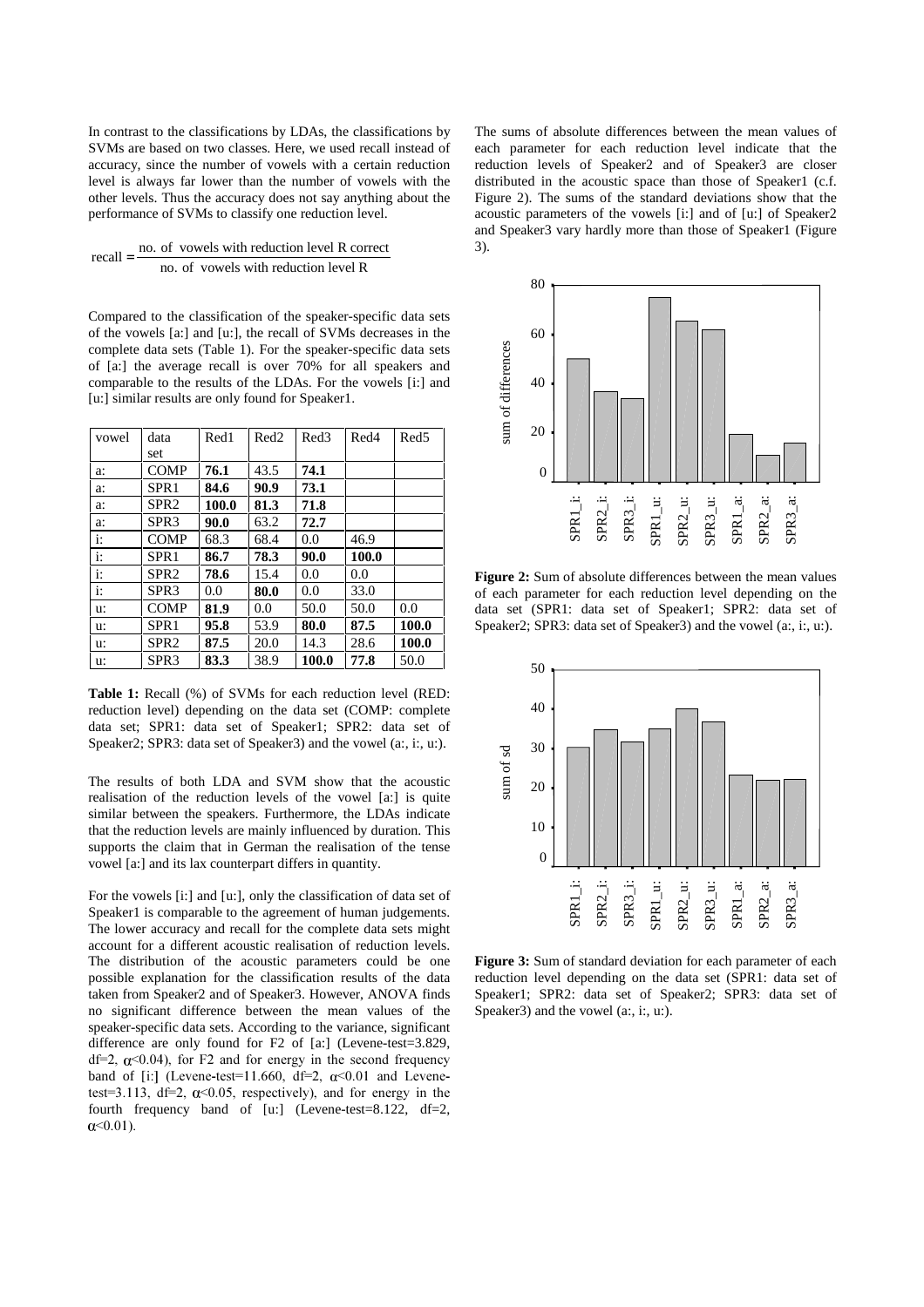In contrast to the classifications by LDAs, the classifications by SVMs are based on two classes. Here, we used recall instead of accuracy, since the number of vowels with a certain reduction level is always far lower than the number of vowels with the other levels. Thus the accuracy does not say anything about the performance of SVMs to classify one reduction level.

$$\text{recall} = \frac{\text{no. of vowels with reduction level R correct}}{\text{no. of vowels with reduction level R}}$$

Compared to the classification of the speaker-specific data sets of the vowels [a:] and [u:], the recall of SVMs decreases in the complete data sets (Table 1). For the speaker-specific data sets of [a:] the average recall is over 70% for all speakers and comparable to the results of the LDAs. For the vowels [i:] and [u:] similar results are only found for Speaker1.

| vowel | data set | Red1 | Red2 | Red3 | Red4 | Red5 |
|---|---|---|---|---|---|---|
| a: | COMP | **76.1** | 43.5 | **74.1** | | |
| a: | SPR1 | **84.6** | **90.9** | **73.1** | | |
| a: | SPR2 | **100.0** | **81.3** | **71.8** | | |
| a: | SPR3 | **90.0** | 63.2 | **72.7** | | |
| i: | COMP | 68.3 | 68.4 | 0.0 | 46.9 | |
| i: | SPR1 | **86.7** | **78.3** | **90.0** | **100.0** | |
| i: | SPR2 | **78.6** | 15.4 | 0.0 | 0.0 | |
| i: | SPR3 | 0.0 | **80.0** | 0.0 | 33.0 | |
| u: | COMP | **81.9** | 0.0 | 50.0 | 50.0 | 0.0 |
| u: | SPR1 | **95.8** | 53.9 | **80.0** | **87.5** | **100.0** |
| u: | SPR2 | **87.5** | 20.0 | 14.3 | 28.6 | **100.0** |
| u: | SPR3 | **83.3** | 38.9 | **100.0** | **77.8** | 50.0 |

**Table 1:** Recall (%) of SVMs for each reduction level (RED: reduction level) depending on the data set (COMP: complete data set; SPR1: data set of Speaker1; SPR2: data set of Speaker2; SPR3: data set of Speaker3) and the vowel (a:, i:, u:).

The results of both LDA and SVM show that the acoustic realisation of the reduction levels of the vowel [a:] is quite similar between the speakers. Furthermore, the LDAs indicate that the reduction levels are mainly influenced by duration. This supports the claim that in German the realisation of the tense vowel [a:] and its lax counterpart differs in quantity.

For the vowels [i:] and [u:], only the classification of data set of Speaker1 is comparable to the agreement of human judgements. The lower accuracy and recall for the complete data sets might account for a different acoustic realisation of reduction levels. The distribution of the acoustic parameters could be one possible explanation for the classification results of the data taken from Speaker2 and of Speaker3. However, ANOVA finds no significant difference between the mean values of the speaker-specific data sets. According to the variance, significant difference are only found for F2 of [a:] (Levene-test=3.829, df=2, $\alpha$<0.04), for F2 and for energy in the second frequency band of [i:] (Levene-test=11.660, df=2, $\alpha$<0.01 and Levene-test=3.113, df=2, $\alpha$<0.05, respectively), and for energy in the fourth frequency band of [u:] (Levene-test=8.122, df=2, $\alpha$<0.01).

The sums of absolute differences between the mean values of each parameter for each reduction level indicate that the reduction levels of Speaker2 and of Speaker3 are closer distributed in the acoustic space than those of Speaker1 (c.f. Figure 2). The sums of the standard deviations show that the acoustic parameters of the vowels [i:] and of [u:] of Speaker2 and Speaker3 vary hardly more than those of Speaker1 (Figure 3).

**Figure 2:** Sum of absolute differences between the mean values of each parameter for each reduction level depending on the data set (SPR1: data set of Speaker1; SPR2: data set of Speaker2; SPR3: data set of Speaker3) and the vowel (a:, i:, u:).

**Figure 3:** Sum of standard deviation for each parameter of each reduction level depending on the data set (SPR1: data set of Speaker1; SPR2: data set of Speaker2; SPR3: data set of Speaker3) and the vowel (a:, i:, u:).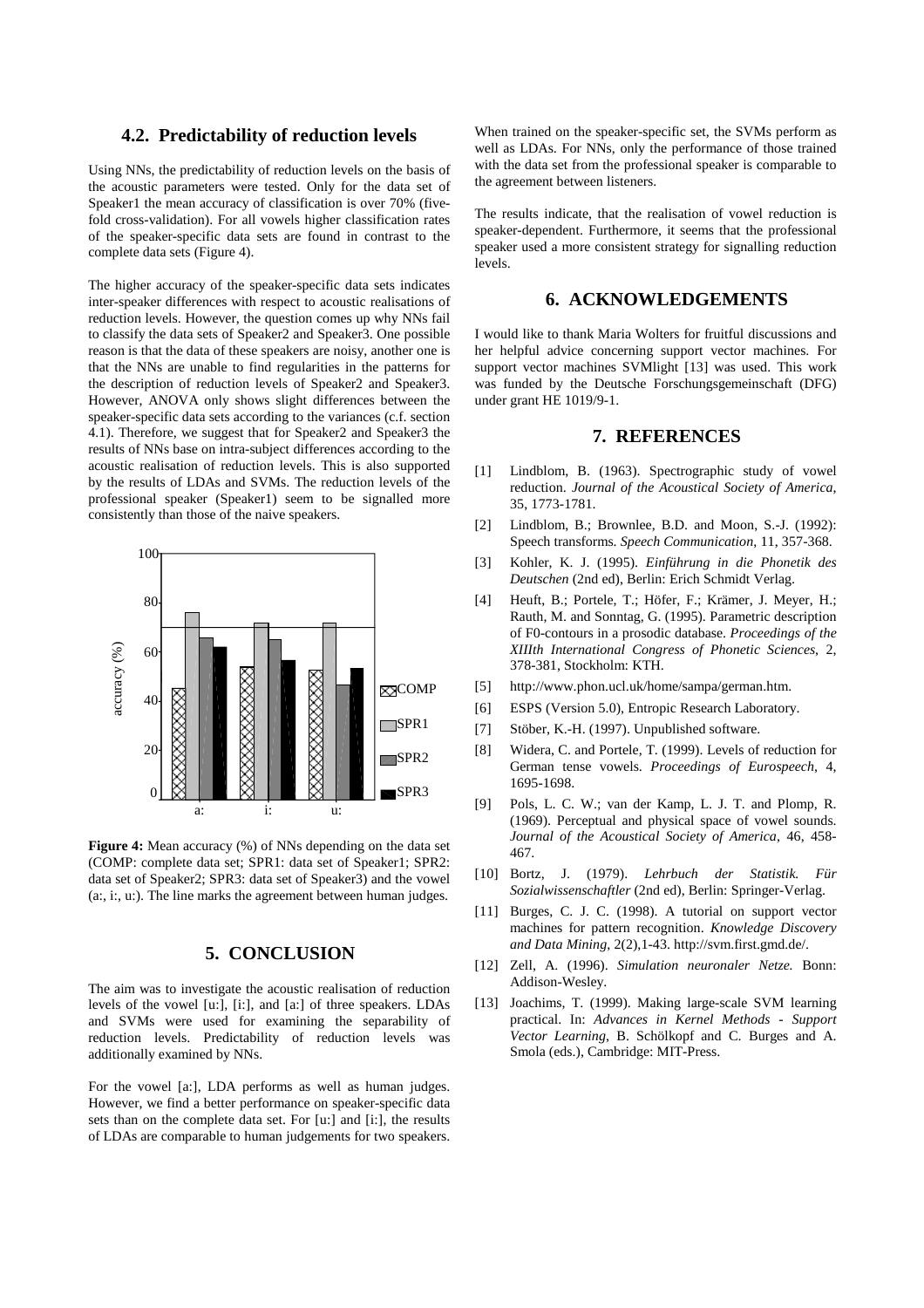### 4.2. Predictability of reduction levels

Using NNs, the predictability of reduction levels on the basis of the acoustic parameters were tested. Only for the data set of Speaker1 the mean accuracy of classification is over 70% (five-fold cross-validation). For all vowels higher classification rates of the speaker-specific data sets are found in contrast to the complete data sets (Figure 4).

The higher accuracy of the speaker-specific data sets indicates inter-speaker differences with respect to acoustic realisations of reduction levels. However, the question comes up why NNs fail to classify the data sets of Speaker2 and Speaker3. One possible reason is that the data of these speakers are noisy, another one is that the NNs are unable to find regularities in the patterns for the description of reduction levels of Speaker2 and Speaker3. However, ANOVA only shows slight differences between the speaker-specific data sets according to the variances (c.f. section 4.1). Therefore, we suggest that for Speaker2 and Speaker3 the results of NNs base on intra-subject differences according to the acoustic realisation of reduction levels. This is also supported by the results of LDAs and SVMs. The reduction levels of the professional speaker (Speaker1) seem to be signalled more consistently than those of the naive speakers.

100
80
60
40
20
0
accuracy (%)
a:
i:
u:
COMP
SPR1
SPR2
SPR3

**Figure 4:** Mean accuracy (%) of NNs depending on the data set (COMP: complete data set; SPR1: data set of Speaker1; SPR2: data set of Speaker2; SPR3: data set of Speaker3) and the vowel (a:, i:, u:). The line marks the agreement between human judges.

## 5. CONCLUSION

The aim was to investigate the acoustic realisation of reduction levels of the vowel [u:], [i:], and [a:] of three speakers. LDAs and SVMs were used for examining the separability of reduction levels. Predictability of reduction levels was additionally examined by NNs.

For the vowel [a:], LDA performs as well as human judges. However, we find a better performance on speaker-specific data sets than on the complete data set. For [u:] and [i:], the results of LDAs are comparable to human judgements for two speakers. When trained on the speaker-specific set, the SVMs perform as well as LDAs. For NNs, only the performance of those trained with the data set from the professional speaker is comparable to the agreement between listeners.

The results indicate, that the realisation of vowel reduction is speaker-dependent. Furthermore, it seems that the professional speaker used a more consistent strategy for signalling reduction levels.

## 6. ACKNOWLEDGEMENTS

I would like to thank Maria Wolters for fruitful discussions and her helpful advice concerning support vector machines. For support vector machines SVMlight [13] was used. This work was funded by the Deutsche Forschungsgemeinschaft (DFG) under grant HE 1019/9-1.

## 7. REFERENCES

[1] Lindblom, B. (1963). Spectrographic study of vowel reduction. *Journal of the Acoustical Society of America*, 35, 1773-1781.

[2] Lindblom, B.; Brownlee, B.D. and Moon, S.-J. (1992): Speech transforms. *Speech Communication*, 11, 357-368.

[3] Kohler, K. J. (1995). *Einführung in die Phonetik des Deutschen* (2nd ed), Berlin: Erich Schmidt Verlag.

[4] Heuft, B.; Portele, T.; Höfer, F.; Krämer, J. Meyer, H.; Rauth, M. and Sonntag, G. (1995). Parametric description of F0-contours in a prosodic database. *Proceedings of the XIIIth International Congress of Phonetic Sciences*, 2, 378-381, Stockholm: KTH.

[5] http://www.phon.ucl.uk/home/sampa/german.htm.

[6] ESPS (Version 5.0), Entropic Research Laboratory.

[7] Stöber, K.-H. (1997). Unpublished software.

[8] Widera, C. and Portele, T. (1999). Levels of reduction for German tense vowels. *Proceedings of Eurospeech*, 4, 1695-1698.

[9] Pols, L. C. W.; van der Kamp, L. J. T. and Plomp, R. (1969). Perceptual and physical space of vowel sounds. *Journal of the Acoustical Society of America*, 46, 458-467.

[10] Bortz, J. (1979). *Lehrbuch der Statistik. Für Sozialwissenschaftler* (2nd ed), Berlin: Springer-Verlag.

[11] Burges, C. J. C. (1998). A tutorial on support vector machines for pattern recognition. *Knowledge Discovery and Data Mining*, 2(2),1-43. http://svm.first.gmd.de/.

[12] Zell, A. (1996). *Simulation neuronaler Netze.* Bonn: Addison-Wesley.

[13] Joachims, T. (1999). Making large-scale SVM learning practical. In: *Advances in Kernel Methods - Support Vector Learning*, B. Schölkopf and C. Burges and A. Smola (eds.), Cambridge: MIT-Press.